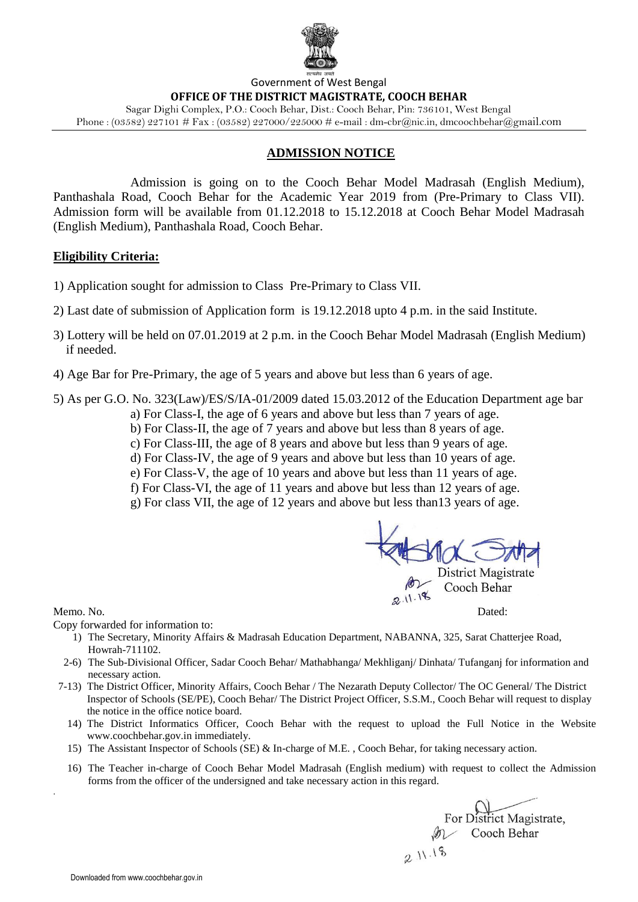Government of West Bengal

**OFFICE OF THE DISTRICT MAGISTRATE, COOCH BEHAR**

Sagar Dighi Complex, P.O.: Cooch Behar, Dist.: Cooch Behar, Pin: 736101, West Bengal

Phone : (03582) 227101 # Fax : (03582) 227000/225000 # e-mail : dm-cbr@nic.in, dmcoochbehar@gmail.com

## ADMISSION NOTICE

Admission is going on to the Cooch Behar Model Madrasah (English Medium), Panthashala Road, Cooch Behar for the Academic Year 2019 from (Pre-Primary to Class VII). Admission form will be available from 01.12.2018 to 15.12.2018 at Cooch Behar Model Madrasah (English Medium), Panthashala Road, Cooch Behar.

### Eligibility Criteria:

1) Application sought for admission to Class Pre-Primary to Class VII.

2) Last date of submission of Application form is 19.12.2018 upto 4 p.m. in the said Institute.

3) Lottery will be held on 07.01.2019 at 2 p.m. in the Cooch Behar Model Madrasah (English Medium) if needed.

4) Age Bar for Pre-Primary, the age of 5 years and above but less than 6 years of age.

5) As per G.O. No. 323(Law)/ES/S/IA-01/2009 dated 15.03.2012 of the Education Department age bar

   a) For Class-I, the age of 6 years and above but less than 7 years of age.
   b) For Class-II, the age of 7 years and above but less than 8 years of age.
   c) For Class-III, the age of 8 years and above but less than 9 years of age.
   d) For Class-IV, the age of 9 years and above but less than 10 years of age.
   e) For Class-V, the age of 10 years and above but less than 11 years of age.
   f) For Class-VI, the age of 11 years and above but less than 12 years of age.
   g) For class VII, the age of 12 years and above but less than13 years of age.

District Magistrate
Cooch Behar
2.11.18

Memo. No. Dated:

Copy forwarded for information to:

1) The Secretary, Minority Affairs & Madrasah Education Department, NABANNA, 325, Sarat Chatterjee Road, Howrah-711102.

2-6) The Sub-Divisional Officer, Sadar Cooch Behar/ Mathabhanga/ Mekhliganj/ Dinhata/ Tufanganj for information and necessary action.

7-13) The District Officer, Minority Affairs, Cooch Behar / The Nezarath Deputy Collector/ The OC General/ The District Inspector of Schools (SE/PE), Cooch Behar/ The District Project Officer, S.S.M., Cooch Behar will request to display the notice in the office notice board.

14) The District Informatics Officer, Cooch Behar with the request to upload the Full Notice in the Website www.coochbehar.gov.in immediately.

15) The Assistant Inspector of Schools (SE) & In-charge of M.E. , Cooch Behar, for taking necessary action.

16) The Teacher in-charge of Cooch Behar Model Madrasah (English medium) with request to collect the Admission forms from the officer of the undersigned and take necessary action in this regard.

For District Magistrate,
Cooch Behar
2.11.18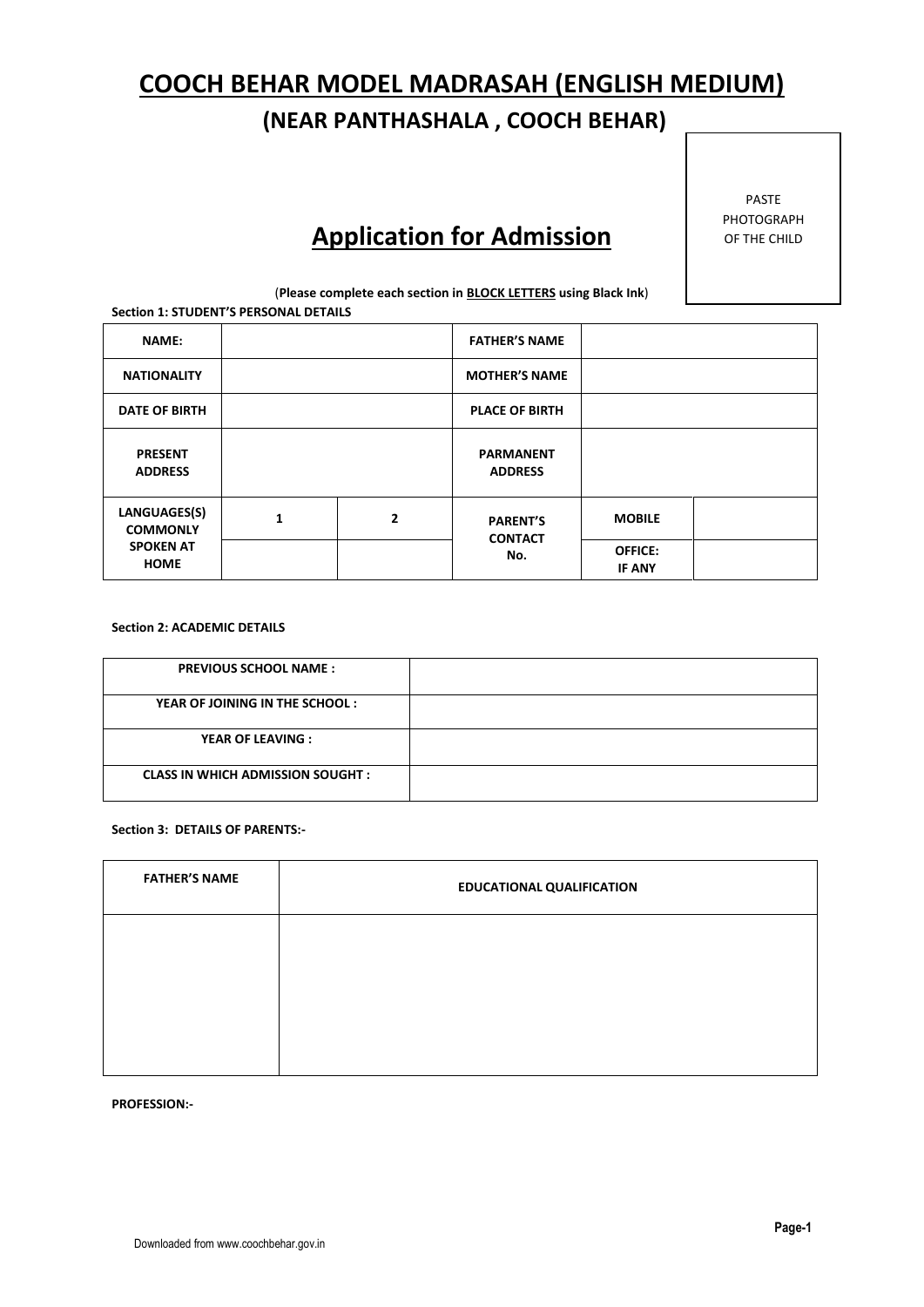# COOCH BEHAR MODEL MADRASAH (ENGLISH MEDIUM)

## (NEAR PANTHASHALA , COOCH BEHAR)

PASTE PHOTOGRAPH OF THE CHILD

## Application for Admission

(**Please complete each section in BLOCK LETTERS using Black Ink**)

**Section 1: STUDENT'S PERSONAL DETAILS**

| NAME: | | | FATHER'S NAME | | |
|---|---|---|---|---|---|
| NATIONALITY | | | MOTHER'S NAME | | |
| DATE OF BIRTH | | | PLACE OF BIRTH | | |
| PRESENT ADDRESS | | | PARMANENT ADDRESS | | |
| LANGUAGES(S) COMMONLY SPOKEN AT HOME | 1 | 2 | PARENT'S CONTACT No. | MOBILE | |
| | | | | OFFICE: IF ANY | |

**Section 2: ACADEMIC DETAILS**

| PREVIOUS SCHOOL NAME : | |
|---|---|
| YEAR OF JOINING IN THE SCHOOL : | |
| YEAR OF LEAVING : | |
| CLASS IN WHICH ADMISSION SOUGHT : | |

**Section 3: DETAILS OF PARENTS:-**

| FATHER'S NAME | EDUCATIONAL QUALIFICATION |
|---|---|
| | |

**PROFESSION:-**

Downloaded from www.coochbehar.gov.in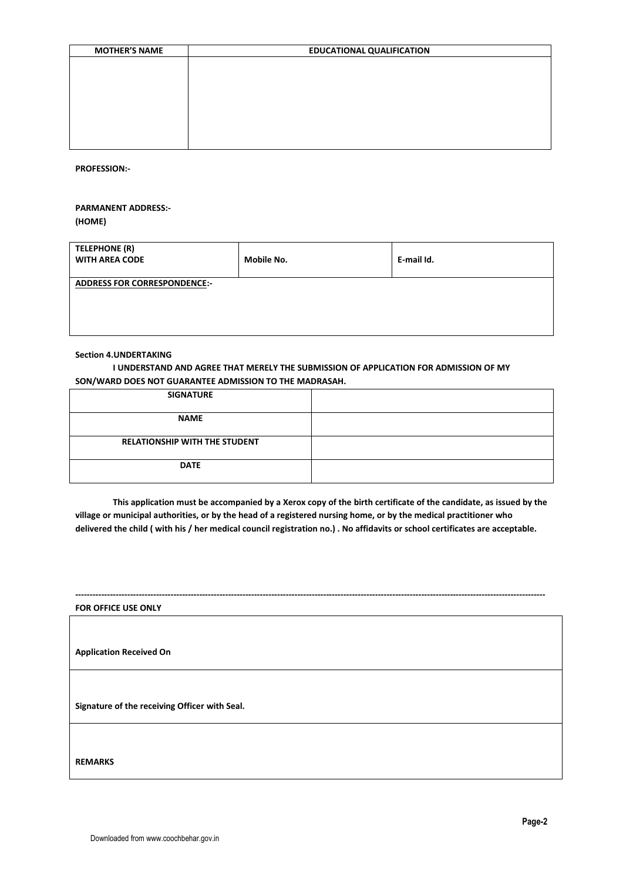| MOTHER'S NAME | EDUCATIONAL QUALIFICATION |
| --- | --- |
| | |

**PROFESSION:-**

**PARMANENT ADDRESS:-**
**(HOME)**

| TELEPHONE (R) WITH AREA CODE | Mobile No. | E-mail Id. |
| --- | --- | --- |
| **ADDRESS FOR CORRESPONDENCE:-** | | |

**Section 4.UNDERTAKING**

**I UNDERSTAND AND AGREE THAT MERELY THE SUBMISSION OF APPLICATION FOR ADMISSION OF MY SON/WARD DOES NOT GUARANTEE ADMISSION TO THE MADRASAH.**

| | |
| --- | --- |
| **SIGNATURE** | |
| **NAME** | |
| **RELATIONSHIP WITH THE STUDENT** | |
| **DATE** | |

**This application must be accompanied by a Xerox copy of the birth certificate of the candidate, as issued by the village or municipal authorities, or by the head of a registered nursing home, or by the medical practitioner who delivered the child ( with his / her medical council registration no.) . No affidavits or school certificates are acceptable.**

---

**FOR OFFICE USE ONLY**

| |
| --- |
| **Application Received On** |
| **Signature of the receiving Officer with Seal.** |
| **REMARKS** |

Downloaded from www.coochbehar.gov.in